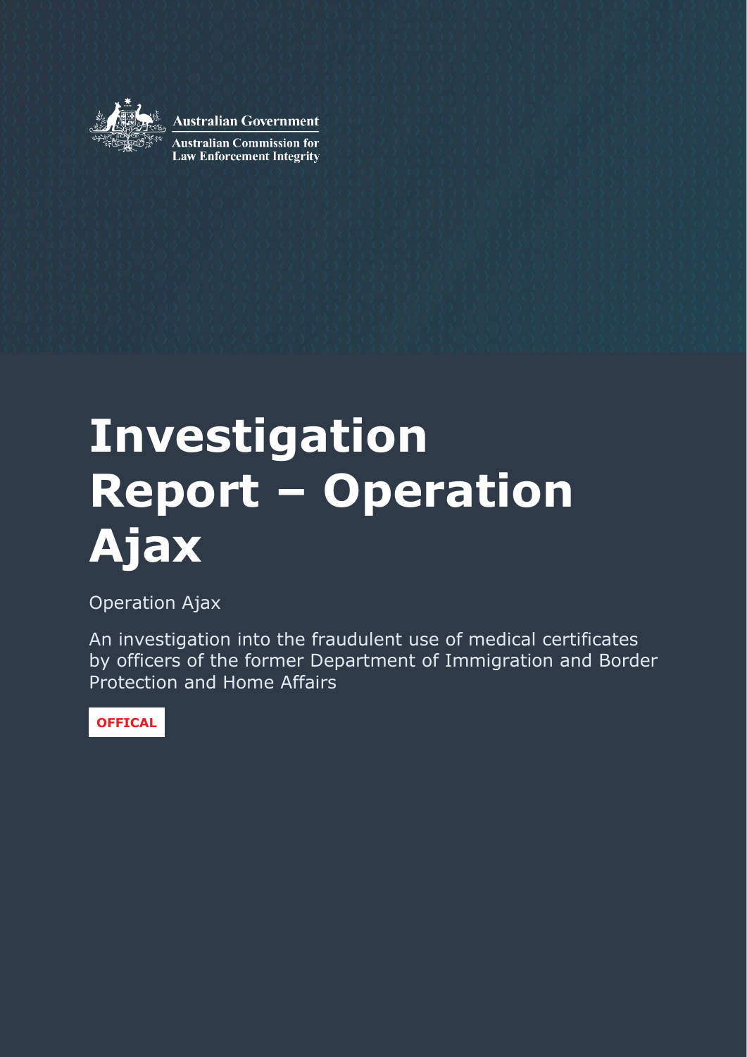Australian Government

Australian Commission for Law Enforcement Integrity

# Investigation Report – Operation Ajax

Operation Ajax

An investigation into the fraudulent use of medical certificates by officers of the former Department of Immigration and Border Protection and Home Affairs

OFFICAL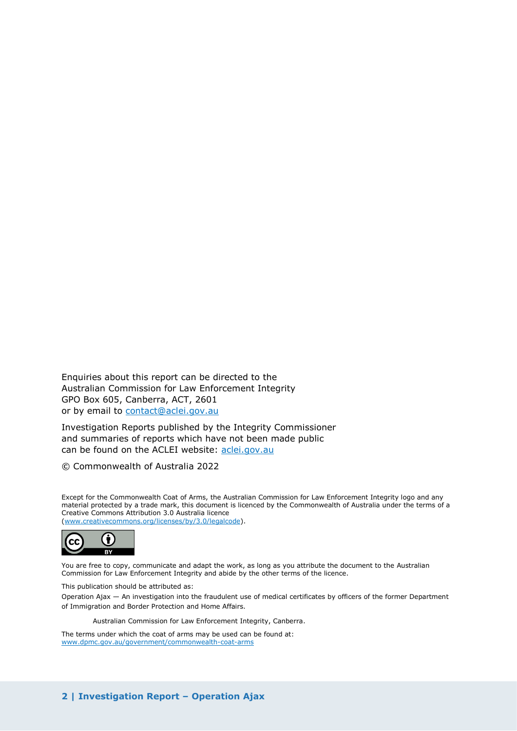Enquiries about this report can be directed to the Australian Commission for Law Enforcement Integrity
GPO Box 605, Canberra, ACT, 2601
or by email to [contact@aclei.gov.au](mailto:contact@aclei.gov.au)

Investigation Reports published by the Integrity Commissioner and summaries of reports which have not been made public can be found on the ACLEI website: [aclei.gov.au](https://aclei.gov.au)

© Commonwealth of Australia 2022

Except for the Commonwealth Coat of Arms, the Australian Commission for Law Enforcement Integrity logo and any material protected by a trade mark, this document is licenced by the Commonwealth of Australia under the terms of a Creative Commons Attribution 3.0 Australia licence ([www.creativecommons.org/licenses/by/3.0/legalcode](http://www.creativecommons.org/licenses/by/3.0/legalcode)).

You are free to copy, communicate and adapt the work, as long as you attribute the document to the Australian Commission for Law Enforcement Integrity and abide by the other terms of the licence.

This publication should be attributed as:

Operation Ajax — An investigation into the fraudulent use of medical certificates by officers of the former Department of Immigration and Border Protection and Home Affairs.

Australian Commission for Law Enforcement Integrity, Canberra.

The terms under which the coat of arms may be used can be found at: [www.dpmc.gov.au/government/commonwealth-coat-arms](http://www.dpmc.gov.au/government/commonwealth-coat-arms)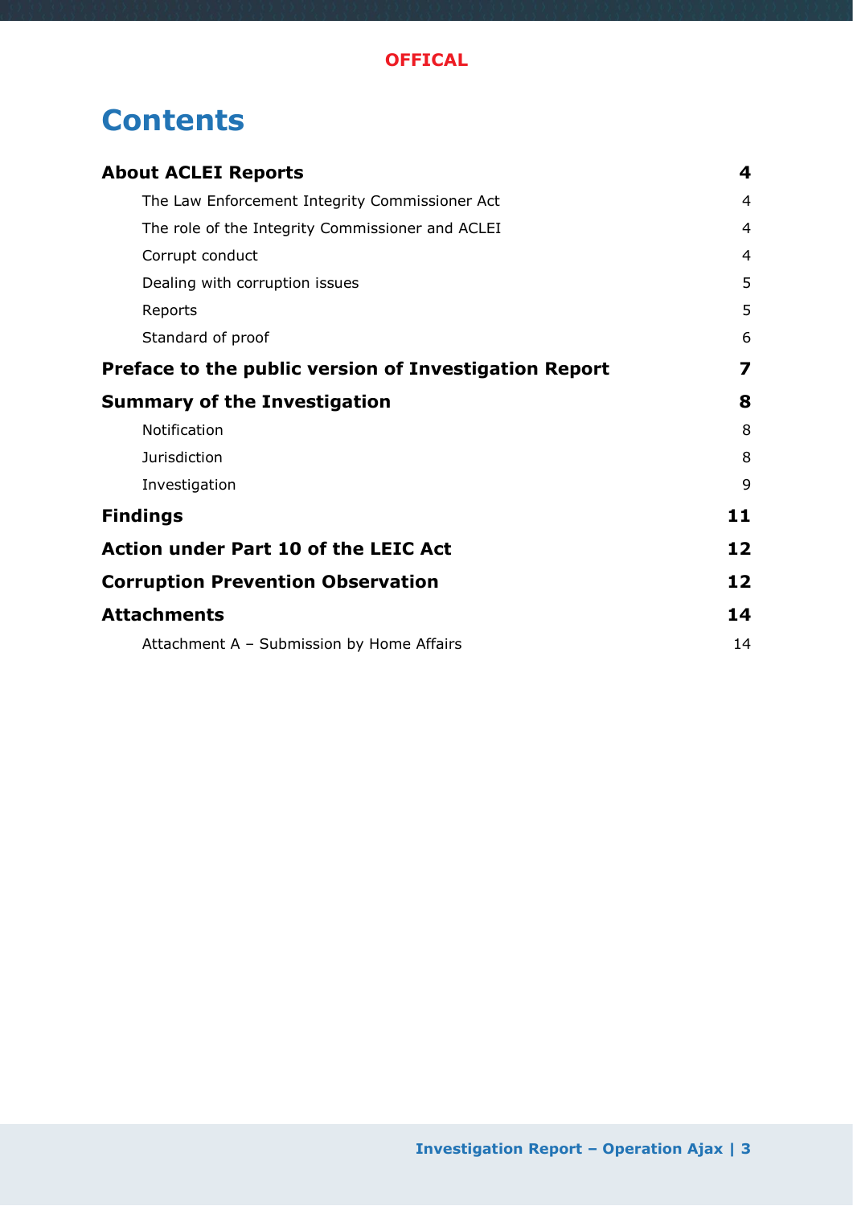OFFICAL

# Contents

| | |
|---|---|
| **About ACLEI Reports** | **4** |
| The Law Enforcement Integrity Commissioner Act | 4 |
| The role of the Integrity Commissioner and ACLEI | 4 |
| Corrupt conduct | 4 |
| Dealing with corruption issues | 5 |
| Reports | 5 |
| Standard of proof | 6 |
| **Preface to the public version of Investigation Report** | **7** |
| **Summary of the Investigation** | **8** |
| Notification | 8 |
| Jurisdiction | 8 |
| Investigation | 9 |
| **Findings** | **11** |
| **Action under Part 10 of the LEIC Act** | **12** |
| **Corruption Prevention Observation** | **12** |
| **Attachments** | **14** |
| Attachment A – Submission by Home Affairs | 14 |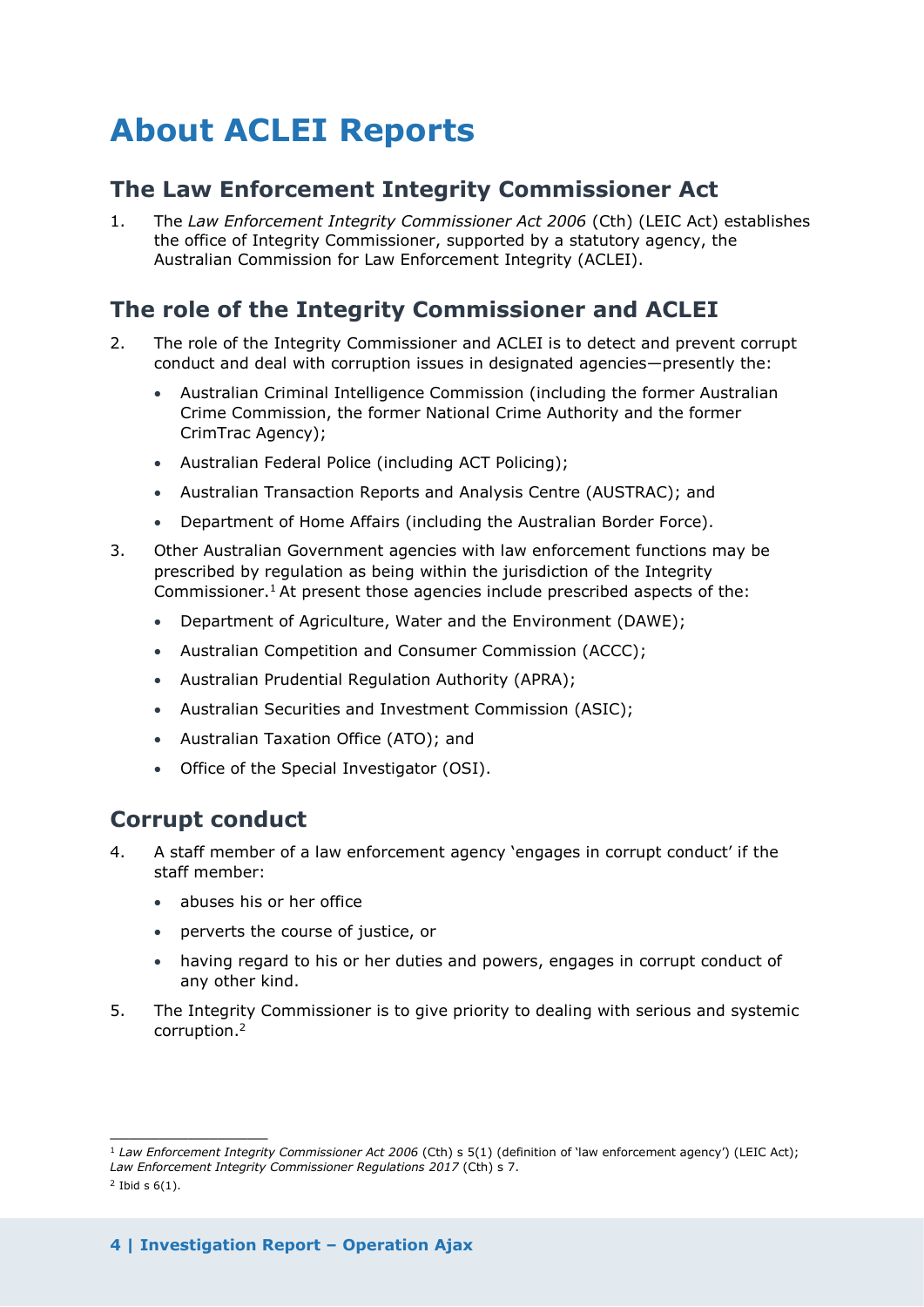# About ACLEI Reports

## The Law Enforcement Integrity Commissioner Act

1. The *Law Enforcement Integrity Commissioner Act 2006* (Cth) (LEIC Act) establishes the office of Integrity Commissioner, supported by a statutory agency, the Australian Commission for Law Enforcement Integrity (ACLEI).

## The role of the Integrity Commissioner and ACLEI

2. The role of the Integrity Commissioner and ACLEI is to detect and prevent corrupt conduct and deal with corruption issues in designated agencies—presently the:
   - Australian Criminal Intelligence Commission (including the former Australian Crime Commission, the former National Crime Authority and the former CrimTrac Agency);
   - Australian Federal Police (including ACT Policing);
   - Australian Transaction Reports and Analysis Centre (AUSTRAC); and
   - Department of Home Affairs (including the Australian Border Force).
3. Other Australian Government agencies with law enforcement functions may be prescribed by regulation as being within the jurisdiction of the Integrity Commissioner.[1] At present those agencies include prescribed aspects of the:
   - Department of Agriculture, Water and the Environment (DAWE);
   - Australian Competition and Consumer Commission (ACCC);
   - Australian Prudential Regulation Authority (APRA);
   - Australian Securities and Investment Commission (ASIC);
   - Australian Taxation Office (ATO); and
   - Office of the Special Investigator (OSI).

## Corrupt conduct

4. A staff member of a law enforcement agency 'engages in corrupt conduct' if the staff member:
   - abuses his or her office
   - perverts the course of justice, or
   - having regard to his or her duties and powers, engages in corrupt conduct of any other kind.
5. The Integrity Commissioner is to give priority to dealing with serious and systemic corruption.[2]

---

[1] *Law Enforcement Integrity Commissioner Act 2006* (Cth) s 5(1) (definition of 'law enforcement agency') (LEIC Act); *Law Enforcement Integrity Commissioner Regulations 2017* (Cth) s 7.

[2] Ibid s 6(1).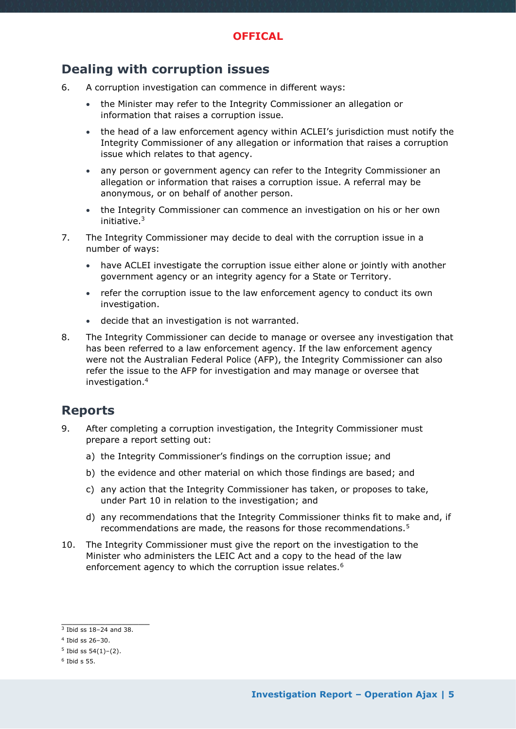## Dealing with corruption issues

6. A corruption investigation can commence in different ways:
   - the Minister may refer to the Integrity Commissioner an allegation or information that raises a corruption issue.
   - the head of a law enforcement agency within ACLEI's jurisdiction must notify the Integrity Commissioner of any allegation or information that raises a corruption issue which relates to that agency.
   - any person or government agency can refer to the Integrity Commissioner an allegation or information that raises a corruption issue. A referral may be anonymous, or on behalf of another person.
   - the Integrity Commissioner can commence an investigation on his or her own initiative.[3]

7. The Integrity Commissioner may decide to deal with the corruption issue in a number of ways:
   - have ACLEI investigate the corruption issue either alone or jointly with another government agency or an integrity agency for a State or Territory.
   - refer the corruption issue to the law enforcement agency to conduct its own investigation.
   - decide that an investigation is not warranted.

8. The Integrity Commissioner can decide to manage or oversee any investigation that has been referred to a law enforcement agency. If the law enforcement agency were not the Australian Federal Police (AFP), the Integrity Commissioner can also refer the issue to the AFP for investigation and may manage or oversee that investigation.[4]

## Reports

9. After completing a corruption investigation, the Integrity Commissioner must prepare a report setting out:

   a) the Integrity Commissioner's findings on the corruption issue; and

   b) the evidence and other material on which those findings are based; and

   c) any action that the Integrity Commissioner has taken, or proposes to take, under Part 10 in relation to the investigation; and

   d) any recommendations that the Integrity Commissioner thinks fit to make and, if recommendations are made, the reasons for those recommendations.[5]

10. The Integrity Commissioner must give the report on the investigation to the Minister who administers the LEIC Act and a copy to the head of the law enforcement agency to which the corruption issue relates.[6]

---

[3] Ibid ss 18–24 and 38.

[4] Ibid ss 26–30.

[5] Ibid ss 54(1)–(2).

[6] Ibid s 55.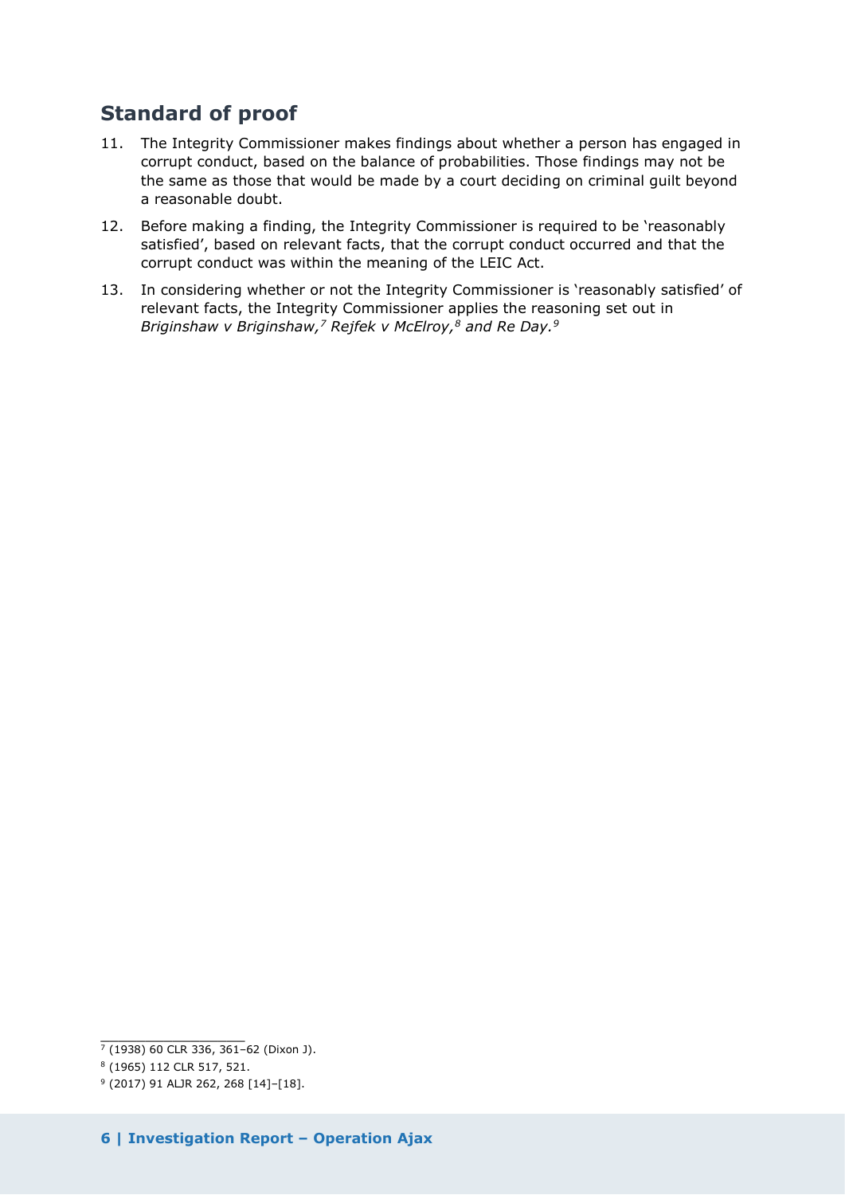## Standard of proof

11. The Integrity Commissioner makes findings about whether a person has engaged in corrupt conduct, based on the balance of probabilities. Those findings may not be the same as those that would be made by a court deciding on criminal guilt beyond a reasonable doubt.
12. Before making a finding, the Integrity Commissioner is required to be 'reasonably satisfied', based on relevant facts, that the corrupt conduct occurred and that the corrupt conduct was within the meaning of the LEIC Act.
13. In considering whether or not the Integrity Commissioner is 'reasonably satisfied' of relevant facts, the Integrity Commissioner applies the reasoning set out in *Briginshaw v Briginshaw,*[7] *Rejfek v McElroy,*[8] *and Re Day.*[9]

---

[7] (1938) 60 CLR 336, 361–62 (Dixon J).

[8] (1965) 112 CLR 517, 521.

[9] (2017) 91 ALJR 262, 268 [14]–[18].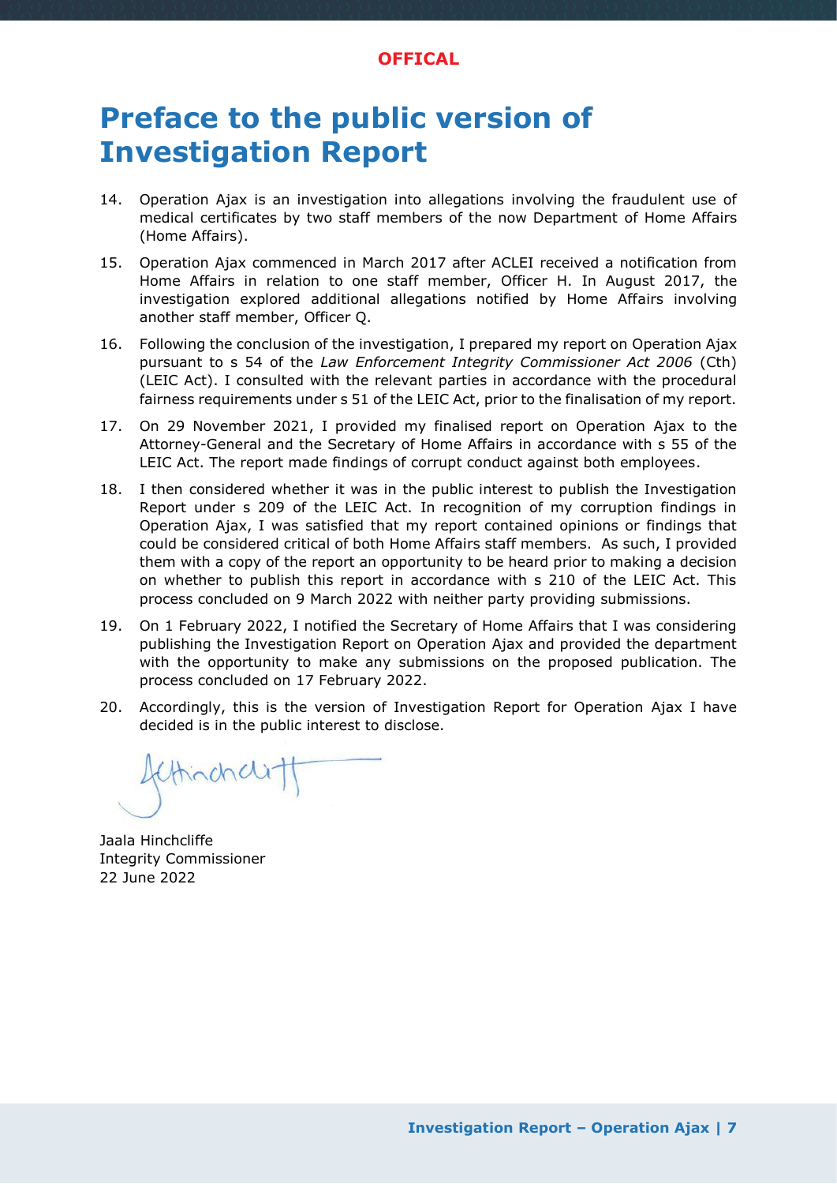OFFICAL

# Preface to the public version of Investigation Report

14. Operation Ajax is an investigation into allegations involving the fraudulent use of medical certificates by two staff members of the now Department of Home Affairs (Home Affairs).

15. Operation Ajax commenced in March 2017 after ACLEI received a notification from Home Affairs in relation to one staff member, Officer H. In August 2017, the investigation explored additional allegations notified by Home Affairs involving another staff member, Officer Q.

16. Following the conclusion of the investigation, I prepared my report on Operation Ajax pursuant to s 54 of the *Law Enforcement Integrity Commissioner Act 2006* (Cth) (LEIC Act). I consulted with the relevant parties in accordance with the procedural fairness requirements under s 51 of the LEIC Act, prior to the finalisation of my report.

17. On 29 November 2021, I provided my finalised report on Operation Ajax to the Attorney-General and the Secretary of Home Affairs in accordance with s 55 of the LEIC Act. The report made findings of corrupt conduct against both employees.

18. I then considered whether it was in the public interest to publish the Investigation Report under s 209 of the LEIC Act. In recognition of my corruption findings in Operation Ajax, I was satisfied that my report contained opinions or findings that could be considered critical of both Home Affairs staff members. As such, I provided them with a copy of the report an opportunity to be heard prior to making a decision on whether to publish this report in accordance with s 210 of the LEIC Act. This process concluded on 9 March 2022 with neither party providing submissions.

19. On 1 February 2022, I notified the Secretary of Home Affairs that I was considering publishing the Investigation Report on Operation Ajax and provided the department with the opportunity to make any submissions on the proposed publication. The process concluded on 17 February 2022.

20. Accordingly, this is the version of Investigation Report for Operation Ajax I have decided is in the public interest to disclose.

Jaala Hinchcliffe
Integrity Commissioner
22 June 2022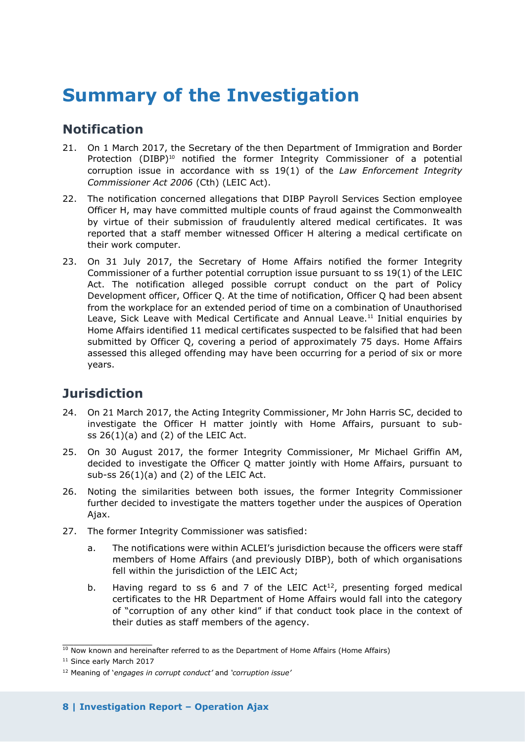# Summary of the Investigation

## Notification

21. On 1 March 2017, the Secretary of the then Department of Immigration and Border Protection (DIBP)[10] notified the former Integrity Commissioner of a potential corruption issue in accordance with ss 19(1) of the *Law Enforcement Integrity Commissioner Act 2006* (Cth) (LEIC Act).

22. The notification concerned allegations that DIBP Payroll Services Section employee Officer H, may have committed multiple counts of fraud against the Commonwealth by virtue of their submission of fraudulently altered medical certificates. It was reported that a staff member witnessed Officer H altering a medical certificate on their work computer.

23. On 31 July 2017, the Secretary of Home Affairs notified the former Integrity Commissioner of a further potential corruption issue pursuant to ss 19(1) of the LEIC Act. The notification alleged possible corrupt conduct on the part of Policy Development officer, Officer Q. At the time of notification, Officer Q had been absent from the workplace for an extended period of time on a combination of Unauthorised Leave, Sick Leave with Medical Certificate and Annual Leave.[11] Initial enquiries by Home Affairs identified 11 medical certificates suspected to be falsified that had been submitted by Officer Q, covering a period of approximately 75 days. Home Affairs assessed this alleged offending may have been occurring for a period of six or more years.

## Jurisdiction

24. On 21 March 2017, the Acting Integrity Commissioner, Mr John Harris SC, decided to investigate the Officer H matter jointly with Home Affairs, pursuant to sub-ss 26(1)(a) and (2) of the LEIC Act.

25. On 30 August 2017, the former Integrity Commissioner, Mr Michael Griffin AM, decided to investigate the Officer Q matter jointly with Home Affairs, pursuant to sub-ss 26(1)(a) and (2) of the LEIC Act.

26. Noting the similarities between both issues, the former Integrity Commissioner further decided to investigate the matters together under the auspices of Operation Ajax.

27. The former Integrity Commissioner was satisfied:

    a. The notifications were within ACLEI's jurisdiction because the officers were staff members of Home Affairs (and previously DIBP), both of which organisations fell within the jurisdiction of the LEIC Act;

    b. Having regard to ss 6 and 7 of the LEIC Act[12], presenting forged medical certificates to the HR Department of Home Affairs would fall into the category of "corruption of any other kind" if that conduct took place in the context of their duties as staff members of the agency.

---

[10] Now known and hereinafter referred to as the Department of Home Affairs (Home Affairs)

[11] Since early March 2017

[12] Meaning of '*engages in corrupt conduct*' and *'corruption issue'*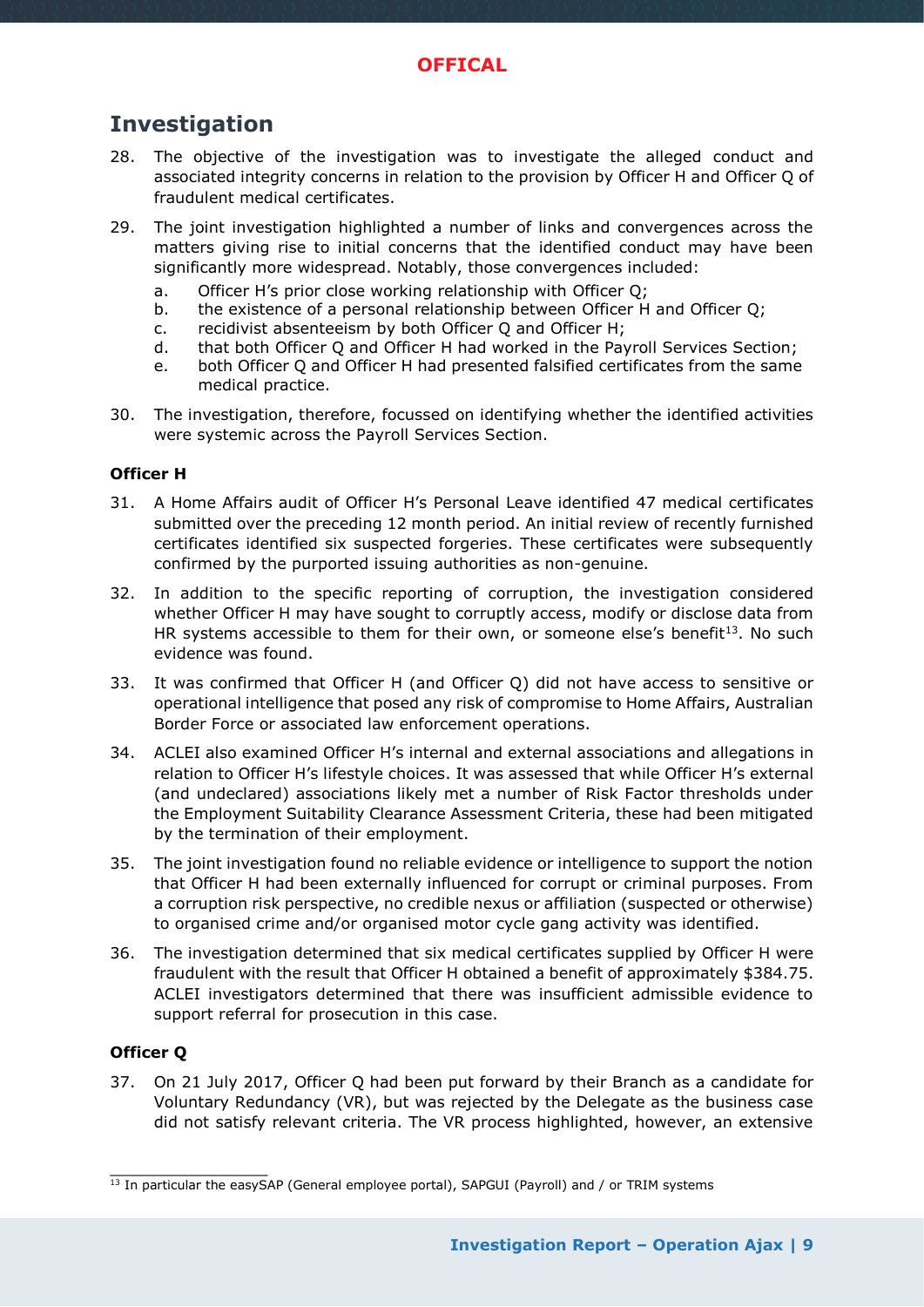## Investigation

28. The objective of the investigation was to investigate the alleged conduct and associated integrity concerns in relation to the provision by Officer H and Officer Q of fraudulent medical certificates.

29. The joint investigation highlighted a number of links and convergences across the matters giving rise to initial concerns that the identified conduct may have been significantly more widespread. Notably, those convergences included:
    a. Officer H's prior close working relationship with Officer Q;
    b. the existence of a personal relationship between Officer H and Officer Q;
    c. recidivist absenteeism by both Officer Q and Officer H;
    d. that both Officer Q and Officer H had worked in the Payroll Services Section;
    e. both Officer Q and Officer H had presented falsified certificates from the same medical practice.

30. The investigation, therefore, focussed on identifying whether the identified activities were systemic across the Payroll Services Section.

### Officer H

31. A Home Affairs audit of Officer H's Personal Leave identified 47 medical certificates submitted over the preceding 12 month period. An initial review of recently furnished certificates identified six suspected forgeries. These certificates were subsequently confirmed by the purported issuing authorities as non-genuine.

32. In addition to the specific reporting of corruption, the investigation considered whether Officer H may have sought to corruptly access, modify or disclose data from HR systems accessible to them for their own, or someone else's benefit[13]. No such evidence was found.

33. It was confirmed that Officer H (and Officer Q) did not have access to sensitive or operational intelligence that posed any risk of compromise to Home Affairs, Australian Border Force or associated law enforcement operations.

34. ACLEI also examined Officer H's internal and external associations and allegations in relation to Officer H's lifestyle choices. It was assessed that while Officer H's external (and undeclared) associations likely met a number of Risk Factor thresholds under the Employment Suitability Clearance Assessment Criteria, these had been mitigated by the termination of their employment.

35. The joint investigation found no reliable evidence or intelligence to support the notion that Officer H had been externally influenced for corrupt or criminal purposes. From a corruption risk perspective, no credible nexus or affiliation (suspected or otherwise) to organised crime and/or organised motor cycle gang activity was identified.

36. The investigation determined that six medical certificates supplied by Officer H were fraudulent with the result that Officer H obtained a benefit of approximately $384.75. ACLEI investigators determined that there was insufficient admissible evidence to support referral for prosecution in this case.

### Officer Q

37. On 21 July 2017, Officer Q had been put forward by their Branch as a candidate for Voluntary Redundancy (VR), but was rejected by the Delegate as the business case did not satisfy relevant criteria. The VR process highlighted, however, an extensive

---

[13] In particular the easySAP (General employee portal), SAPGUI (Payroll) and / or TRIM systems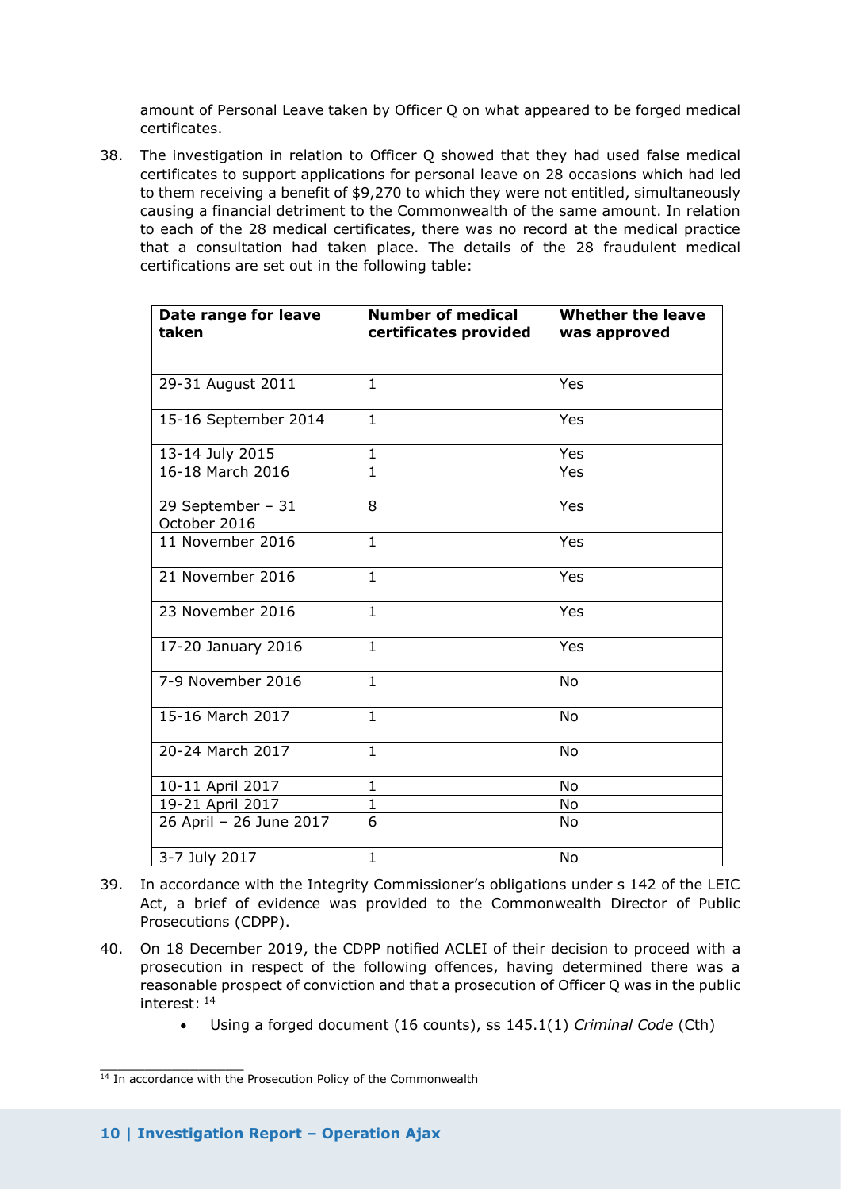amount of Personal Leave taken by Officer Q on what appeared to be forged medical certificates.

38. The investigation in relation to Officer Q showed that they had used false medical certificates to support applications for personal leave on 28 occasions which had led to them receiving a benefit of $9,270 to which they were not entitled, simultaneously causing a financial detriment to the Commonwealth of the same amount. In relation to each of the 28 medical certificates, there was no record at the medical practice that a consultation had taken place. The details of the 28 fraudulent medical certifications are set out in the following table:

| Date range for leave taken | Number of medical certificates provided | Whether the leave was approved |
|---|---|---|
| 29-31 August 2011 | 1 | Yes |
| 15-16 September 2014 | 1 | Yes |
| 13-14 July 2015 | 1 | Yes |
| 16-18 March 2016 | 1 | Yes |
| 29 September – 31 October 2016 | 8 | Yes |
| 11 November 2016 | 1 | Yes |
| 21 November 2016 | 1 | Yes |
| 23 November 2016 | 1 | Yes |
| 17-20 January 2016 | 1 | Yes |
| 7-9 November 2016 | 1 | No |
| 15-16 March 2017 | 1 | No |
| 20-24 March 2017 | 1 | No |
| 10-11 April 2017 | 1 | No |
| 19-21 April 2017 | 1 | No |
| 26 April – 26 June 2017 | 6 | No |
| 3-7 July 2017 | 1 | No |

39. In accordance with the Integrity Commissioner's obligations under s 142 of the LEIC Act, a brief of evidence was provided to the Commonwealth Director of Public Prosecutions (CDPP).

40. On 18 December 2019, the CDPP notified ACLEI of their decision to proceed with a prosecution in respect of the following offences, having determined there was a reasonable prospect of conviction and that a prosecution of Officer Q was in the public interest: [14]

    - Using a forged document (16 counts), ss 145.1(1) *Criminal Code* (Cth)

[14] In accordance with the Prosecution Policy of the Commonwealth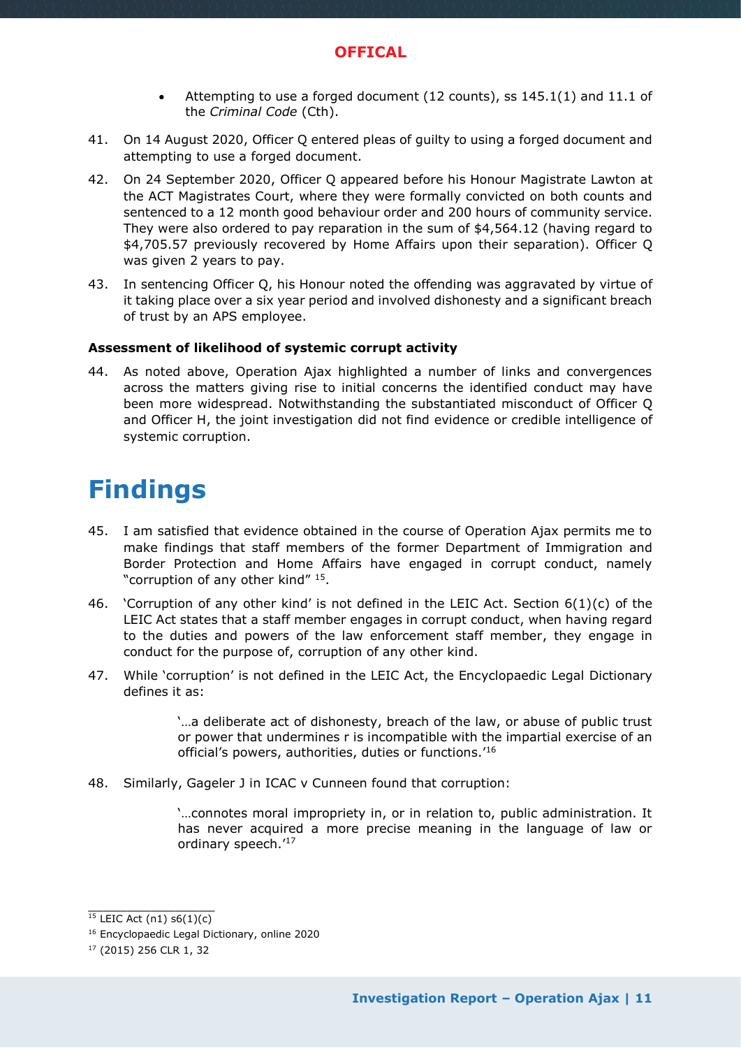- Attempting to use a forged document (12 counts), ss 145.1(1) and 11.1 of the *Criminal Code* (Cth).

41. On 14 August 2020, Officer Q entered pleas of guilty to using a forged document and attempting to use a forged document.

42. On 24 September 2020, Officer Q appeared before his Honour Magistrate Lawton at the ACT Magistrates Court, where they were formally convicted on both counts and sentenced to a 12 month good behaviour order and 200 hours of community service. They were also ordered to pay reparation in the sum of $4,564.12 (having regard to $4,705.57 previously recovered by Home Affairs upon their separation). Officer Q was given 2 years to pay.

43. In sentencing Officer Q, his Honour noted the offending was aggravated by virtue of it taking place over a six year period and involved dishonesty and a significant breach of trust by an APS employee.

**Assessment of likelihood of systemic corrupt activity**

44. As noted above, Operation Ajax highlighted a number of links and convergences across the matters giving rise to initial concerns the identified conduct may have been more widespread. Notwithstanding the substantiated misconduct of Officer Q and Officer H, the joint investigation did not find evidence or credible intelligence of systemic corruption.

# Findings

45. I am satisfied that evidence obtained in the course of Operation Ajax permits me to make findings that staff members of the former Department of Immigration and Border Protection and Home Affairs have engaged in corrupt conduct, namely "corruption of any other kind" [15].

46. 'Corruption of any other kind' is not defined in the LEIC Act. Section 6(1)(c) of the LEIC Act states that a staff member engages in corrupt conduct, when having regard to the duties and powers of the law enforcement staff member, they engage in conduct for the purpose of, corruption of any other kind.

47. While 'corruption' is not defined in the LEIC Act, the Encyclopaedic Legal Dictionary defines it as:

> '…a deliberate act of dishonesty, breach of the law, or abuse of public trust or power that undermines r is incompatible with the impartial exercise of an official's powers, authorities, duties or functions.'[16]

48. Similarly, Gageler J in ICAC v Cunneen found that corruption:

> '…connotes moral impropriety in, or in relation to, public administration. It has never acquired a more precise meaning in the language of law or ordinary speech.'[17]

---

[15] LEIC Act (n1) s6(1)(c)

[16] Encyclopaedic Legal Dictionary, online 2020

[17] (2015) 256 CLR 1, 32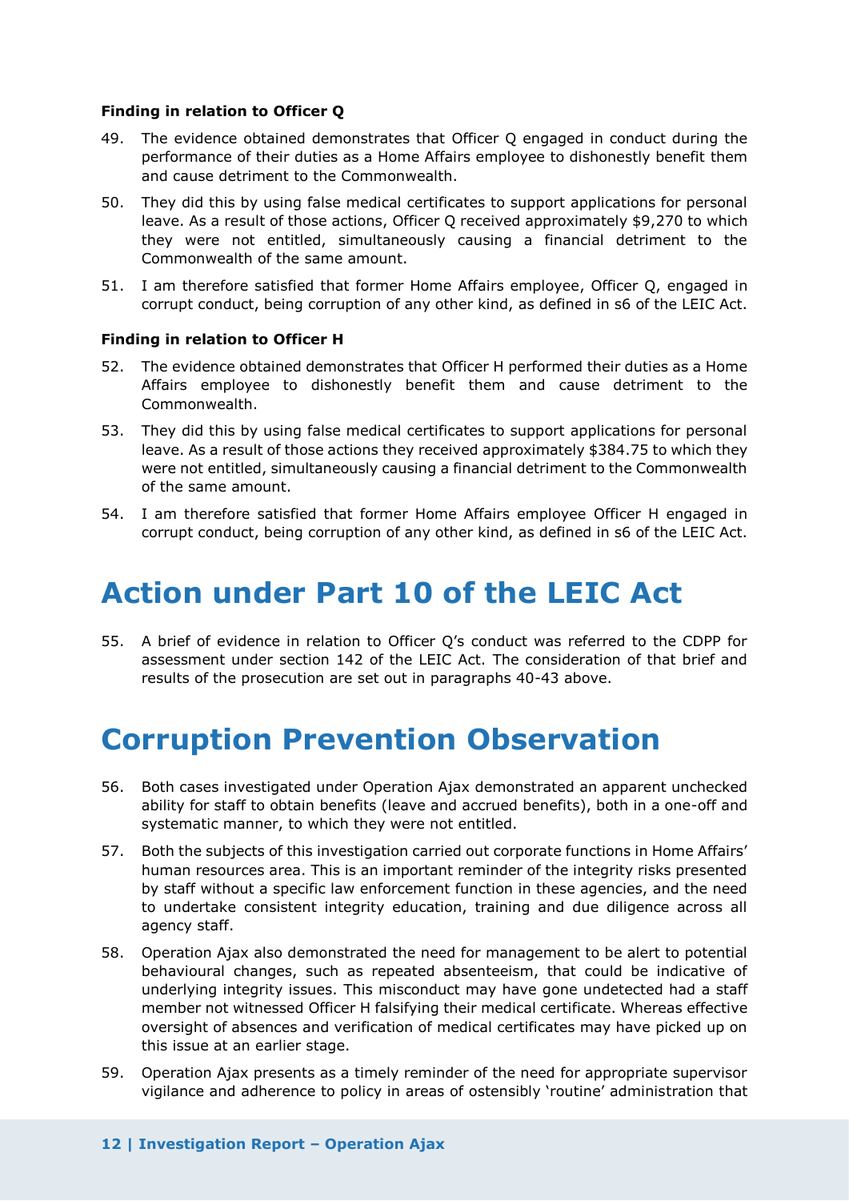**Finding in relation to Officer Q**

49. The evidence obtained demonstrates that Officer Q engaged in conduct during the performance of their duties as a Home Affairs employee to dishonestly benefit them and cause detriment to the Commonwealth.

50. They did this by using false medical certificates to support applications for personal leave. As a result of those actions, Officer Q received approximately $9,270 to which they were not entitled, simultaneously causing a financial detriment to the Commonwealth of the same amount.

51. I am therefore satisfied that former Home Affairs employee, Officer Q, engaged in corrupt conduct, being corruption of any other kind, as defined in s6 of the LEIC Act.

**Finding in relation to Officer H**

52. The evidence obtained demonstrates that Officer H performed their duties as a Home Affairs employee to dishonestly benefit them and cause detriment to the Commonwealth.

53. They did this by using false medical certificates to support applications for personal leave. As a result of those actions they received approximately $384.75 to which they were not entitled, simultaneously causing a financial detriment to the Commonwealth of the same amount.

54. I am therefore satisfied that former Home Affairs employee Officer H engaged in corrupt conduct, being corruption of any other kind, as defined in s6 of the LEIC Act.

# Action under Part 10 of the LEIC Act

55. A brief of evidence in relation to Officer Q's conduct was referred to the CDPP for assessment under section 142 of the LEIC Act. The consideration of that brief and results of the prosecution are set out in paragraphs 40-43 above.

# Corruption Prevention Observation

56. Both cases investigated under Operation Ajax demonstrated an apparent unchecked ability for staff to obtain benefits (leave and accrued benefits), both in a one-off and systematic manner, to which they were not entitled.

57. Both the subjects of this investigation carried out corporate functions in Home Affairs' human resources area. This is an important reminder of the integrity risks presented by staff without a specific law enforcement function in these agencies, and the need to undertake consistent integrity education, training and due diligence across all agency staff.

58. Operation Ajax also demonstrated the need for management to be alert to potential behavioural changes, such as repeated absenteeism, that could be indicative of underlying integrity issues. This misconduct may have gone undetected had a staff member not witnessed Officer H falsifying their medical certificate. Whereas effective oversight of absences and verification of medical certificates may have picked up on this issue at an earlier stage.

59. Operation Ajax presents as a timely reminder of the need for appropriate supervisor vigilance and adherence to policy in areas of ostensibly 'routine' administration that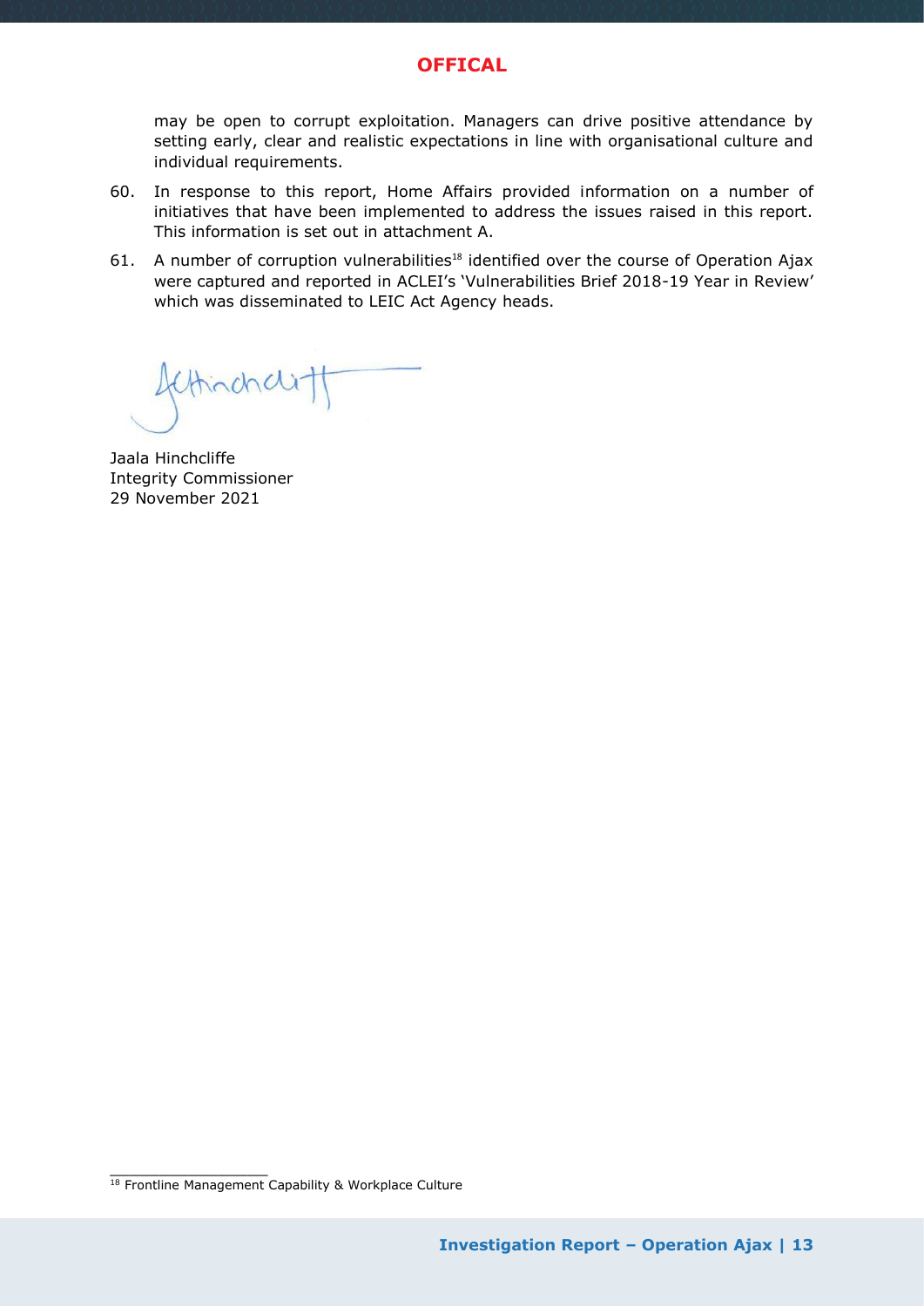may be open to corrupt exploitation. Managers can drive positive attendance by setting early, clear and realistic expectations in line with organisational culture and individual requirements.

60. In response to this report, Home Affairs provided information on a number of initiatives that have been implemented to address the issues raised in this report. This information is set out in attachment A.

61. A number of corruption vulnerabilities[18] identified over the course of Operation Ajax were captured and reported in ACLEI's 'Vulnerabilities Brief 2018-19 Year in Review' which was disseminated to LEIC Act Agency heads.

Jaala Hinchcliffe
Integrity Commissioner
29 November 2021

[18] Frontline Management Capability & Workplace Culture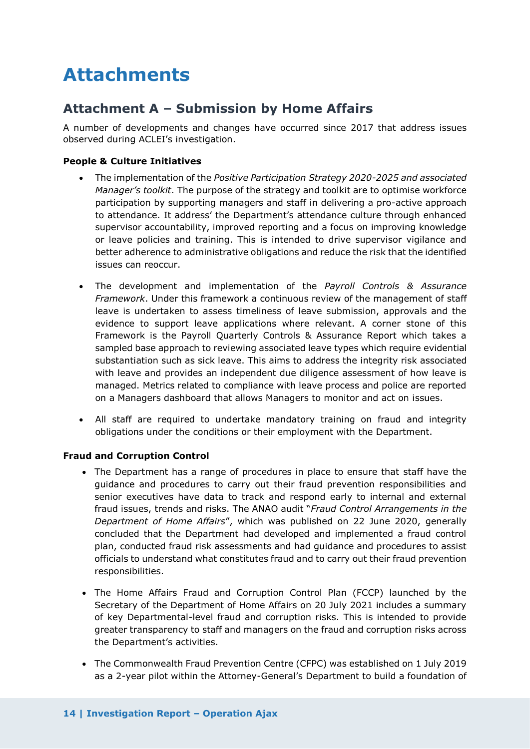# Attachments

## Attachment A – Submission by Home Affairs

A number of developments and changes have occurred since 2017 that address issues observed during ACLEI's investigation.

**People & Culture Initiatives**

- The implementation of the *Positive Participation Strategy 2020-2025 and associated Manager's toolkit*. The purpose of the strategy and toolkit are to optimise workforce participation by supporting managers and staff in delivering a pro-active approach to attendance. It address' the Department's attendance culture through enhanced supervisor accountability, improved reporting and a focus on improving knowledge or leave policies and training. This is intended to drive supervisor vigilance and better adherence to administrative obligations and reduce the risk that the identified issues can reoccur.

- The development and implementation of the *Payroll Controls & Assurance Framework*. Under this framework a continuous review of the management of staff leave is undertaken to assess timeliness of leave submission, approvals and the evidence to support leave applications where relevant. A corner stone of this Framework is the Payroll Quarterly Controls & Assurance Report which takes a sampled base approach to reviewing associated leave types which require evidential substantiation such as sick leave. This aims to address the integrity risk associated with leave and provides an independent due diligence assessment of how leave is managed. Metrics related to compliance with leave process and police are reported on a Managers dashboard that allows Managers to monitor and act on issues.

- All staff are required to undertake mandatory training on fraud and integrity obligations under the conditions or their employment with the Department.

**Fraud and Corruption Control**

- The Department has a range of procedures in place to ensure that staff have the guidance and procedures to carry out their fraud prevention responsibilities and senior executives have data to track and respond early to internal and external fraud issues, trends and risks. The ANAO audit "*Fraud Control Arrangements in the Department of Home Affairs*", which was published on 22 June 2020, generally concluded that the Department had developed and implemented a fraud control plan, conducted fraud risk assessments and had guidance and procedures to assist officials to understand what constitutes fraud and to carry out their fraud prevention responsibilities.

- The Home Affairs Fraud and Corruption Control Plan (FCCP) launched by the Secretary of the Department of Home Affairs on 20 July 2021 includes a summary of key Departmental-level fraud and corruption risks. This is intended to provide greater transparency to staff and managers on the fraud and corruption risks across the Department's activities.

- The Commonwealth Fraud Prevention Centre (CFPC) was established on 1 July 2019 as a 2-year pilot within the Attorney-General's Department to build a foundation of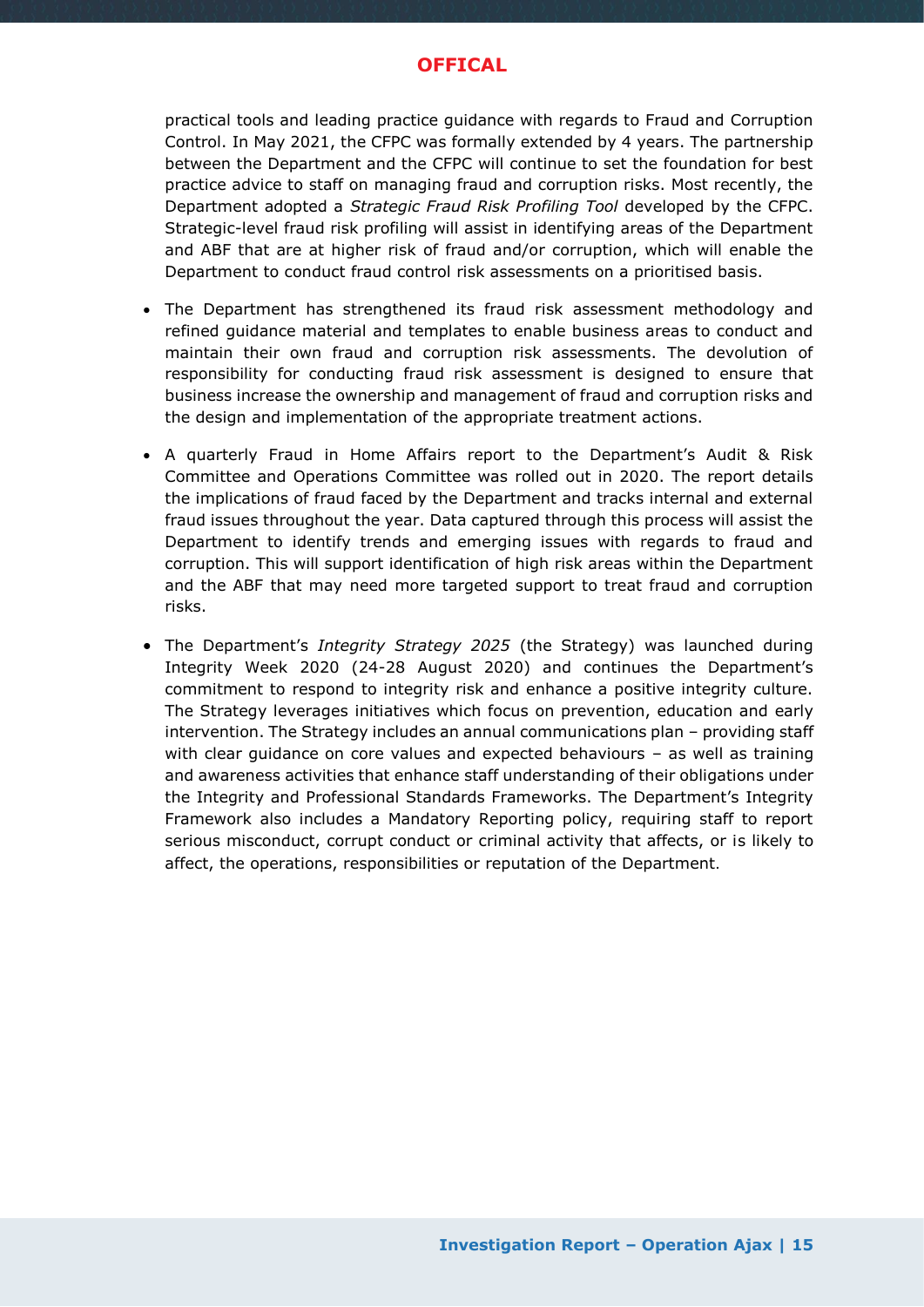practical tools and leading practice guidance with regards to Fraud and Corruption Control. In May 2021, the CFPC was formally extended by 4 years. The partnership between the Department and the CFPC will continue to set the foundation for best practice advice to staff on managing fraud and corruption risks. Most recently, the Department adopted a *Strategic Fraud Risk Profiling Tool* developed by the CFPC. Strategic-level fraud risk profiling will assist in identifying areas of the Department and ABF that are at higher risk of fraud and/or corruption, which will enable the Department to conduct fraud control risk assessments on a prioritised basis.

- The Department has strengthened its fraud risk assessment methodology and refined guidance material and templates to enable business areas to conduct and maintain their own fraud and corruption risk assessments. The devolution of responsibility for conducting fraud risk assessment is designed to ensure that business increase the ownership and management of fraud and corruption risks and the design and implementation of the appropriate treatment actions.
- A quarterly Fraud in Home Affairs report to the Department's Audit & Risk Committee and Operations Committee was rolled out in 2020. The report details the implications of fraud faced by the Department and tracks internal and external fraud issues throughout the year. Data captured through this process will assist the Department to identify trends and emerging issues with regards to fraud and corruption. This will support identification of high risk areas within the Department and the ABF that may need more targeted support to treat fraud and corruption risks.
- The Department's *Integrity Strategy 2025* (the Strategy) was launched during Integrity Week 2020 (24-28 August 2020) and continues the Department's commitment to respond to integrity risk and enhance a positive integrity culture. The Strategy leverages initiatives which focus on prevention, education and early intervention. The Strategy includes an annual communications plan – providing staff with clear guidance on core values and expected behaviours – as well as training and awareness activities that enhance staff understanding of their obligations under the Integrity and Professional Standards Frameworks. The Department's Integrity Framework also includes a Mandatory Reporting policy, requiring staff to report serious misconduct, corrupt conduct or criminal activity that affects, or is likely to affect, the operations, responsibilities or reputation of the Department.